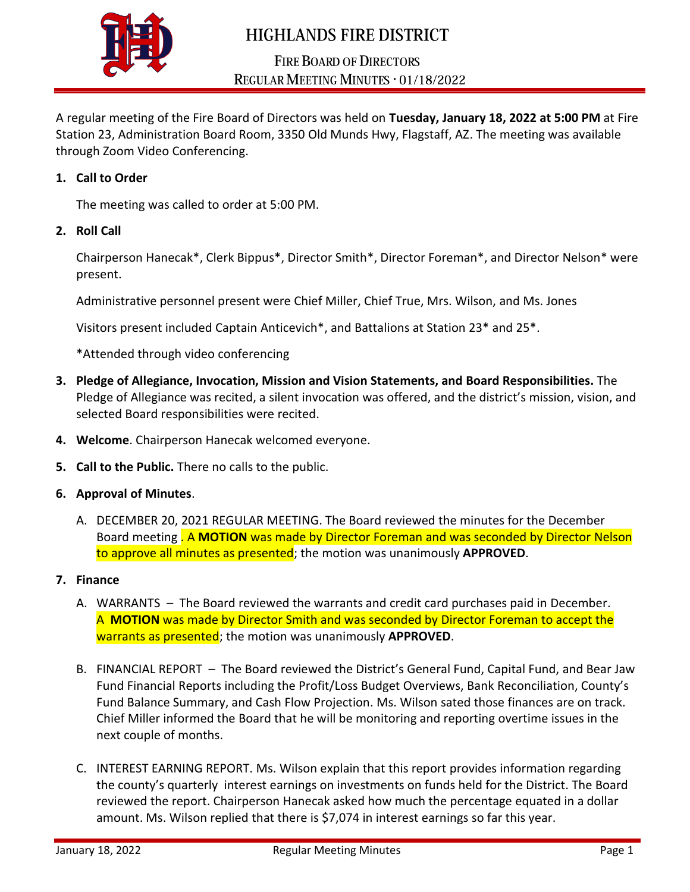# HIGHLANDS FIRE DISTRICT

## FIRE BOARD OF DIRECTORS

## REGULAR MEETING MINUTES · 01/18/2022

A regular meeting of the Fire Board of Directors was held on **Tuesday, January 18, 2022 at 5:00 PM** at Fire Station 23, Administration Board Room, 3350 Old Munds Hwy, Flagstaff, AZ. The meeting was available through Zoom Video Conferencing.

1. **Call to Order**

   The meeting was called to order at 5:00 PM.

2. **Roll Call**

   Chairperson Hanecak*, Clerk Bippus*, Director Smith*, Director Foreman*, and Director Nelson* were present.

   Administrative personnel present were Chief Miller, Chief True, Mrs. Wilson, and Ms. Jones

   Visitors present included Captain Anticevich*, and Battalions at Station 23* and 25*.

   *Attended through video conferencing

3. **Pledge of Allegiance, Invocation, Mission and Vision Statements, and Board Responsibilities.** The Pledge of Allegiance was recited, a silent invocation was offered, and the district's mission, vision, and selected Board responsibilities were recited.

4. **Welcome**. Chairperson Hanecak welcomed everyone.

5. **Call to the Public.** There no calls to the public.

6. **Approval of Minutes**.

   A. DECEMBER 20, 2021 REGULAR MEETING. The Board reviewed the minutes for the December Board meeting . A **MOTION** was made by Director Foreman and was seconded by Director Nelson to approve all minutes as presented; the motion was unanimously **APPROVED**.

7. **Finance**

   A. WARRANTS – The Board reviewed the warrants and credit card purchases paid in December. A **MOTION** was made by Director Smith and was seconded by Director Foreman to accept the warrants as presented; the motion was unanimously **APPROVED**.

   B. FINANCIAL REPORT – The Board reviewed the District's General Fund, Capital Fund, and Bear Jaw Fund Financial Reports including the Profit/Loss Budget Overviews, Bank Reconciliation, County's Fund Balance Summary, and Cash Flow Projection. Ms. Wilson sated those finances are on track. Chief Miller informed the Board that he will be monitoring and reporting overtime issues in the next couple of months.

   C. INTEREST EARNING REPORT. Ms. Wilson explain that this report provides information regarding the county's quarterly interest earnings on investments on funds held for the District. The Board reviewed the report. Chairperson Hanecak asked how much the percentage equated in a dollar amount. Ms. Wilson replied that there is $7,074 in interest earnings so far this year.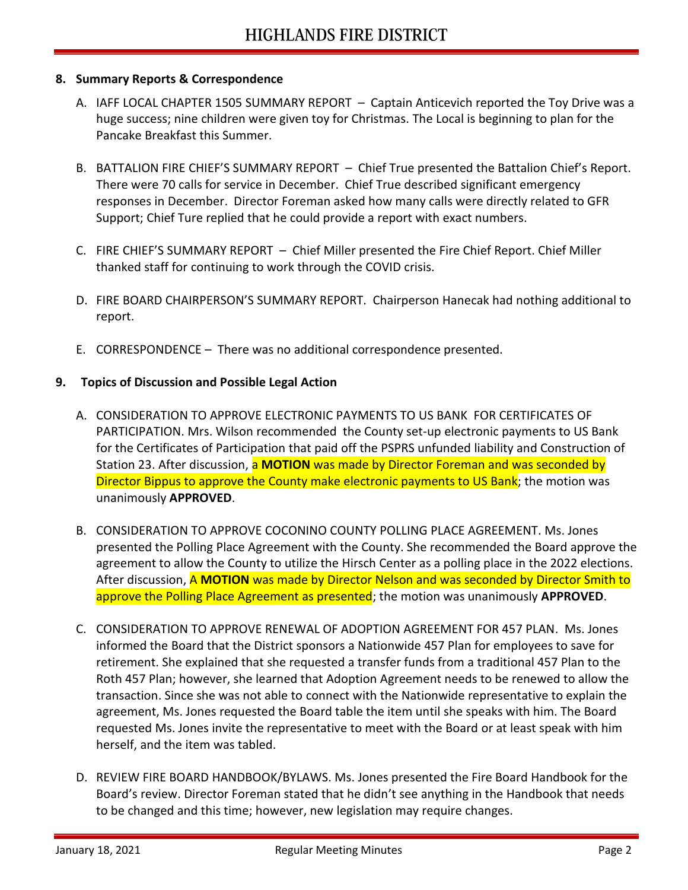## 8. Summary Reports & Correspondence

A. IAFF LOCAL CHAPTER 1505 SUMMARY REPORT – Captain Anticevich reported the Toy Drive was a huge success; nine children were given toy for Christmas. The Local is beginning to plan for the Pancake Breakfast this Summer.

B. BATTALION FIRE CHIEF'S SUMMARY REPORT – Chief True presented the Battalion Chief's Report. There were 70 calls for service in December. Chief True described significant emergency responses in December. Director Foreman asked how many calls were directly related to GFR Support; Chief Ture replied that he could provide a report with exact numbers.

C. FIRE CHIEF'S SUMMARY REPORT – Chief Miller presented the Fire Chief Report. Chief Miller thanked staff for continuing to work through the COVID crisis.

D. FIRE BOARD CHAIRPERSON'S SUMMARY REPORT. Chairperson Hanecak had nothing additional to report.

E. CORRESPONDENCE – There was no additional correspondence presented.

## 9. Topics of Discussion and Possible Legal Action

A. CONSIDERATION TO APPROVE ELECTRONIC PAYMENTS TO US BANK FOR CERTIFICATES OF PARTICIPATION. Mrs. Wilson recommended the County set-up electronic payments to US Bank for the Certificates of Participation that paid off the PSPRS unfunded liability and Construction of Station 23. After discussion, a **MOTION** was made by Director Foreman and was seconded by Director Bippus to approve the County make electronic payments to US Bank; the motion was unanimously **APPROVED**.

B. CONSIDERATION TO APPROVE COCONINO COUNTY POLLING PLACE AGREEMENT. Ms. Jones presented the Polling Place Agreement with the County. She recommended the Board approve the agreement to allow the County to utilize the Hirsch Center as a polling place in the 2022 elections. After discussion, A **MOTION** was made by Director Nelson and was seconded by Director Smith to approve the Polling Place Agreement as presented; the motion was unanimously **APPROVED**.

C. CONSIDERATION TO APPROVE RENEWAL OF ADOPTION AGREEMENT FOR 457 PLAN. Ms. Jones informed the Board that the District sponsors a Nationwide 457 Plan for employees to save for retirement. She explained that she requested a transfer funds from a traditional 457 Plan to the Roth 457 Plan; however, she learned that Adoption Agreement needs to be renewed to allow the transaction. Since she was not able to connect with the Nationwide representative to explain the agreement, Ms. Jones requested the Board table the item until she speaks with him. The Board requested Ms. Jones invite the representative to meet with the Board or at least speak with him herself, and the item was tabled.

D. REVIEW FIRE BOARD HANDBOOK/BYLAWS. Ms. Jones presented the Fire Board Handbook for the Board's review. Director Foreman stated that he didn't see anything in the Handbook that needs to be changed and this time; however, new legislation may require changes.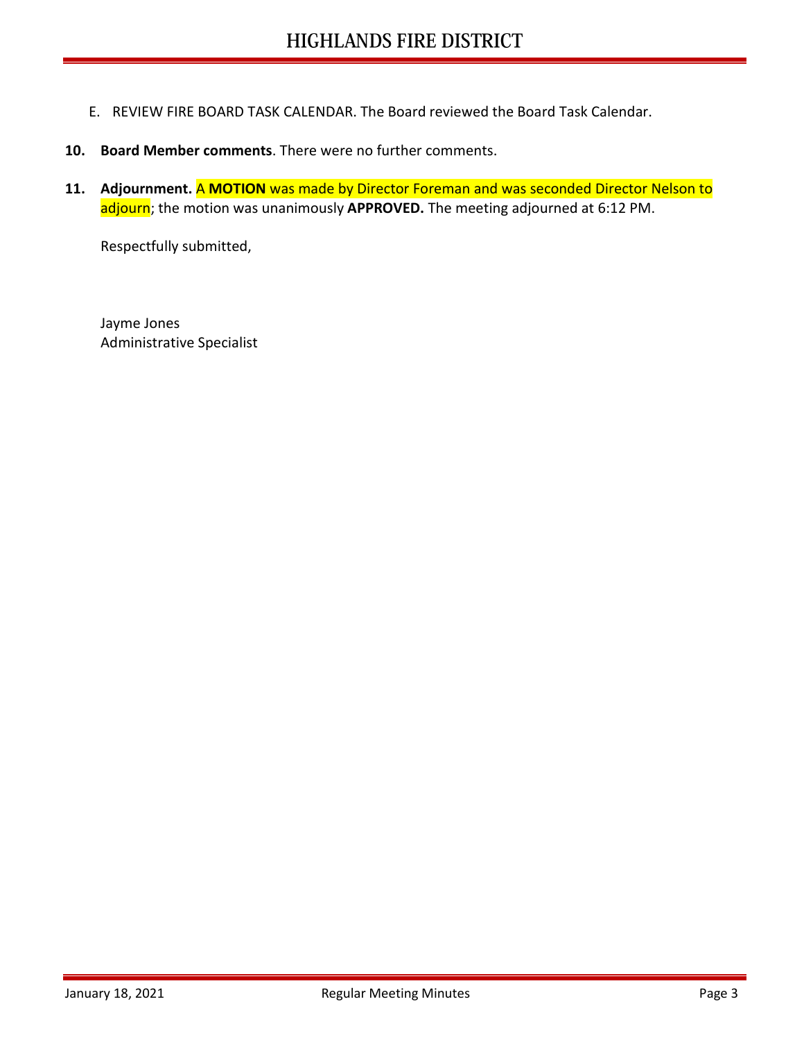E. REVIEW FIRE BOARD TASK CALENDAR. The Board reviewed the Board Task Calendar.

10. **Board Member comments**. There were no further comments.

11. **Adjournment.** A **MOTION** was made by Director Foreman and was seconded Director Nelson to adjourn; the motion was unanimously **APPROVED.** The meeting adjourned at 6:12 PM.

Respectfully submitted,

Jayme Jones
Administrative Specialist